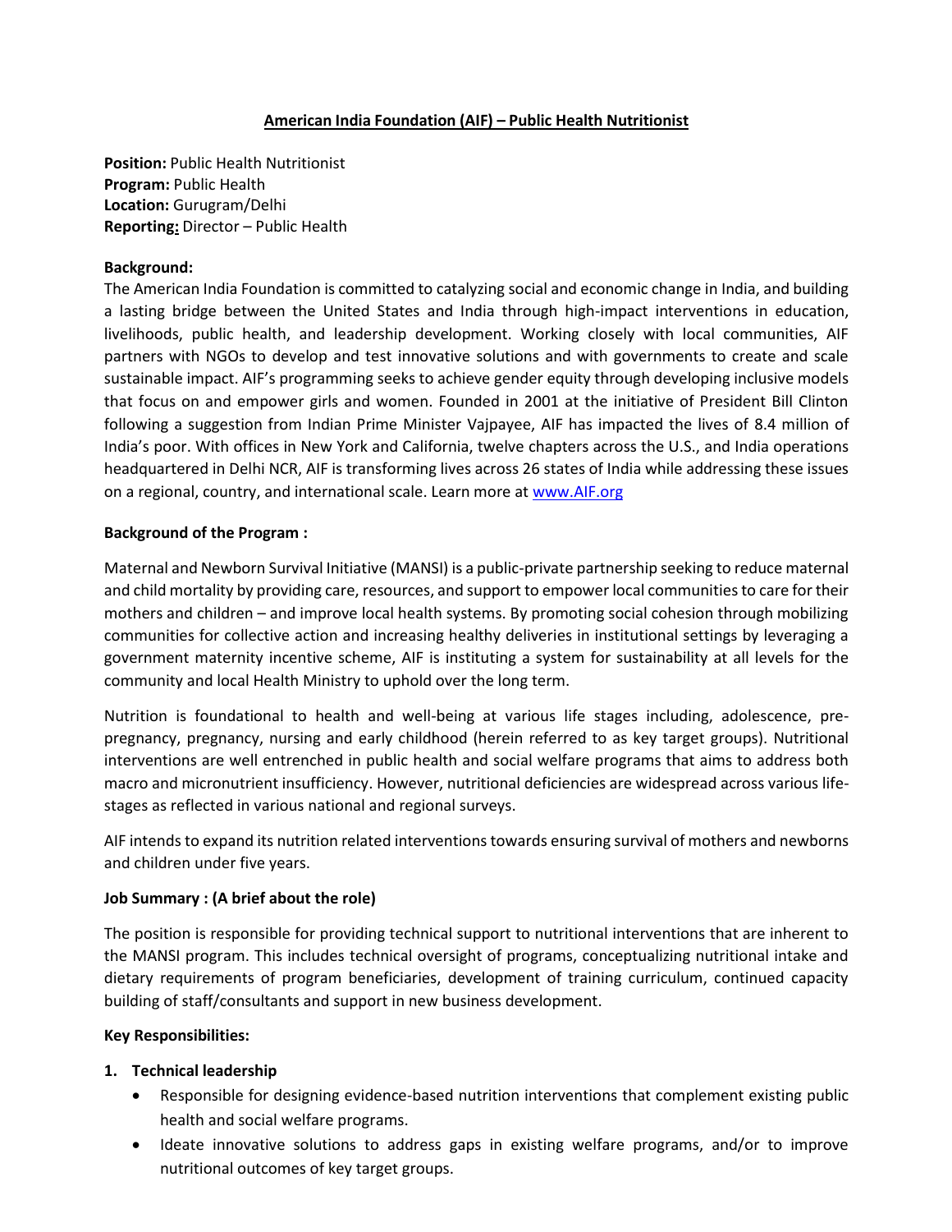# American India Foundation (AIF) – Public Health Nutritionist

**Position:** Public Health Nutritionist
**Program:** Public Health
**Location:** Gurugram/Delhi
**Reporting:** Director – Public Health

**Background:**

The American India Foundation is committed to catalyzing social and economic change in India, and building a lasting bridge between the United States and India through high-impact interventions in education, livelihoods, public health, and leadership development. Working closely with local communities, AIF partners with NGOs to develop and test innovative solutions and with governments to create and scale sustainable impact. AIF's programming seeks to achieve gender equity through developing inclusive models that focus on and empower girls and women. Founded in 2001 at the initiative of President Bill Clinton following a suggestion from Indian Prime Minister Vajpayee, AIF has impacted the lives of 8.4 million of India's poor. With offices in New York and California, twelve chapters across the U.S., and India operations headquartered in Delhi NCR, AIF is transforming lives across 26 states of India while addressing these issues on a regional, country, and international scale. Learn more at www.AIF.org

**Background of the Program :**

Maternal and Newborn Survival Initiative (MANSI) is a public-private partnership seeking to reduce maternal and child mortality by providing care, resources, and support to empower local communities to care for their mothers and children – and improve local health systems. By promoting social cohesion through mobilizing communities for collective action and increasing healthy deliveries in institutional settings by leveraging a government maternity incentive scheme, AIF is instituting a system for sustainability at all levels for the community and local Health Ministry to uphold over the long term.

Nutrition is foundational to health and well-being at various life stages including, adolescence, pre-pregnancy, pregnancy, nursing and early childhood (herein referred to as key target groups). Nutritional interventions are well entrenched in public health and social welfare programs that aims to address both macro and micronutrient insufficiency. However, nutritional deficiencies are widespread across various life-stages as reflected in various national and regional surveys.

AIF intends to expand its nutrition related interventions towards ensuring survival of mothers and newborns and children under five years.

**Job Summary : (A brief about the role)**

The position is responsible for providing technical support to nutritional interventions that are inherent to the MANSI program. This includes technical oversight of programs, conceptualizing nutritional intake and dietary requirements of program beneficiaries, development of training curriculum, continued capacity building of staff/consultants and support in new business development.

**Key Responsibilities:**

1. **Technical leadership**
   - Responsible for designing evidence-based nutrition interventions that complement existing public health and social welfare programs.
   - Ideate innovative solutions to address gaps in existing welfare programs, and/or to improve nutritional outcomes of key target groups.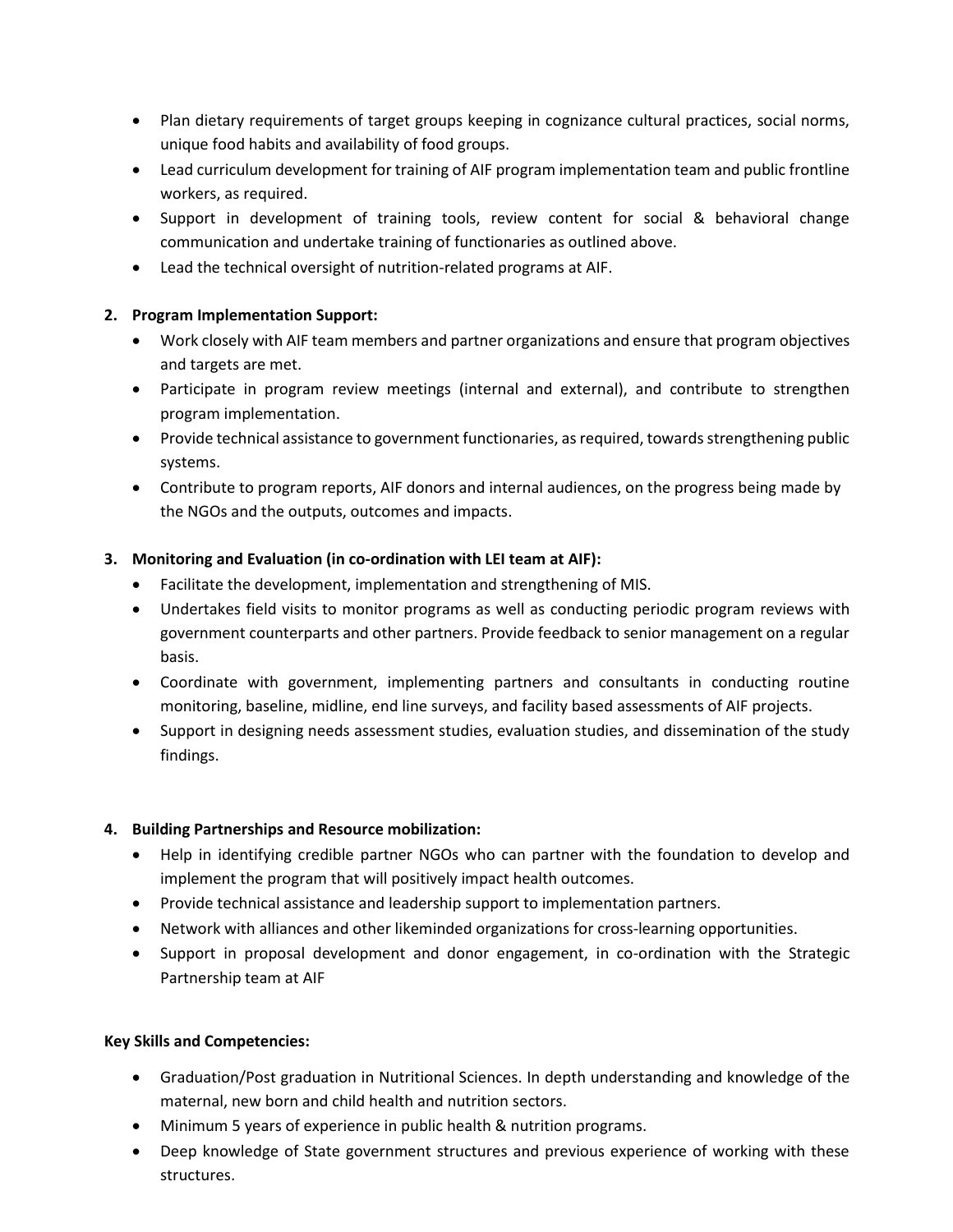- Plan dietary requirements of target groups keeping in cognizance cultural practices, social norms, unique food habits and availability of food groups.
- Lead curriculum development for training of AIF program implementation team and public frontline workers, as required.
- Support in development of training tools, review content for social & behavioral change communication and undertake training of functionaries as outlined above.
- Lead the technical oversight of nutrition-related programs at AIF.

2. **Program Implementation Support:**
   - Work closely with AIF team members and partner organizations and ensure that program objectives and targets are met.
   - Participate in program review meetings (internal and external), and contribute to strengthen program implementation.
   - Provide technical assistance to government functionaries, as required, towards strengthening public systems.
   - Contribute to program reports, AIF donors and internal audiences, on the progress being made by the NGOs and the outputs, outcomes and impacts.

3. **Monitoring and Evaluation (in co-ordination with LEI team at AIF):**
   - Facilitate the development, implementation and strengthening of MIS.
   - Undertakes field visits to monitor programs as well as conducting periodic program reviews with government counterparts and other partners. Provide feedback to senior management on a regular basis.
   - Coordinate with government, implementing partners and consultants in conducting routine monitoring, baseline, midline, end line surveys, and facility based assessments of AIF projects.
   - Support in designing needs assessment studies, evaluation studies, and dissemination of the study findings.

4. **Building Partnerships and Resource mobilization:**
   - Help in identifying credible partner NGOs who can partner with the foundation to develop and implement the program that will positively impact health outcomes.
   - Provide technical assistance and leadership support to implementation partners.
   - Network with alliances and other likeminded organizations for cross-learning opportunities.
   - Support in proposal development and donor engagement, in co-ordination with the Strategic Partnership team at AIF

**Key Skills and Competencies:**

- Graduation/Post graduation in Nutritional Sciences. In depth understanding and knowledge of the maternal, new born and child health and nutrition sectors.
- Minimum 5 years of experience in public health & nutrition programs.
- Deep knowledge of State government structures and previous experience of working with these structures.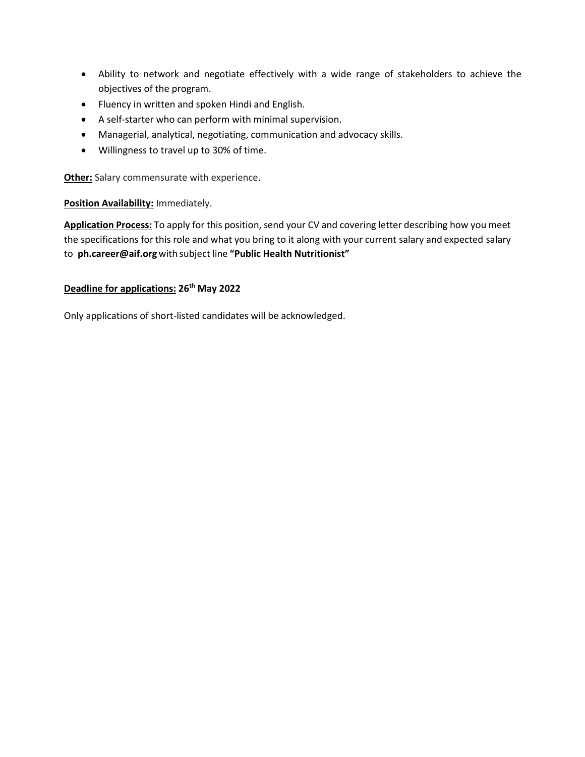- Ability to network and negotiate effectively with a wide range of stakeholders to achieve the objectives of the program.
- Fluency in written and spoken Hindi and English.
- A self-starter who can perform with minimal supervision.
- Managerial, analytical, negotiating, communication and advocacy skills.
- Willingness to travel up to 30% of time.

**Other:** Salary commensurate with experience.

**Position Availability:** Immediately.

**Application Process:** To apply for this position, send your CV and covering letter describing how you meet the specifications for this role and what you bring to it along with your current salary and expected salary to **ph.career@aif.org** with subject line **"Public Health Nutritionist"**

**Deadline for applications: 26th May 2022**

Only applications of short-listed candidates will be acknowledged.